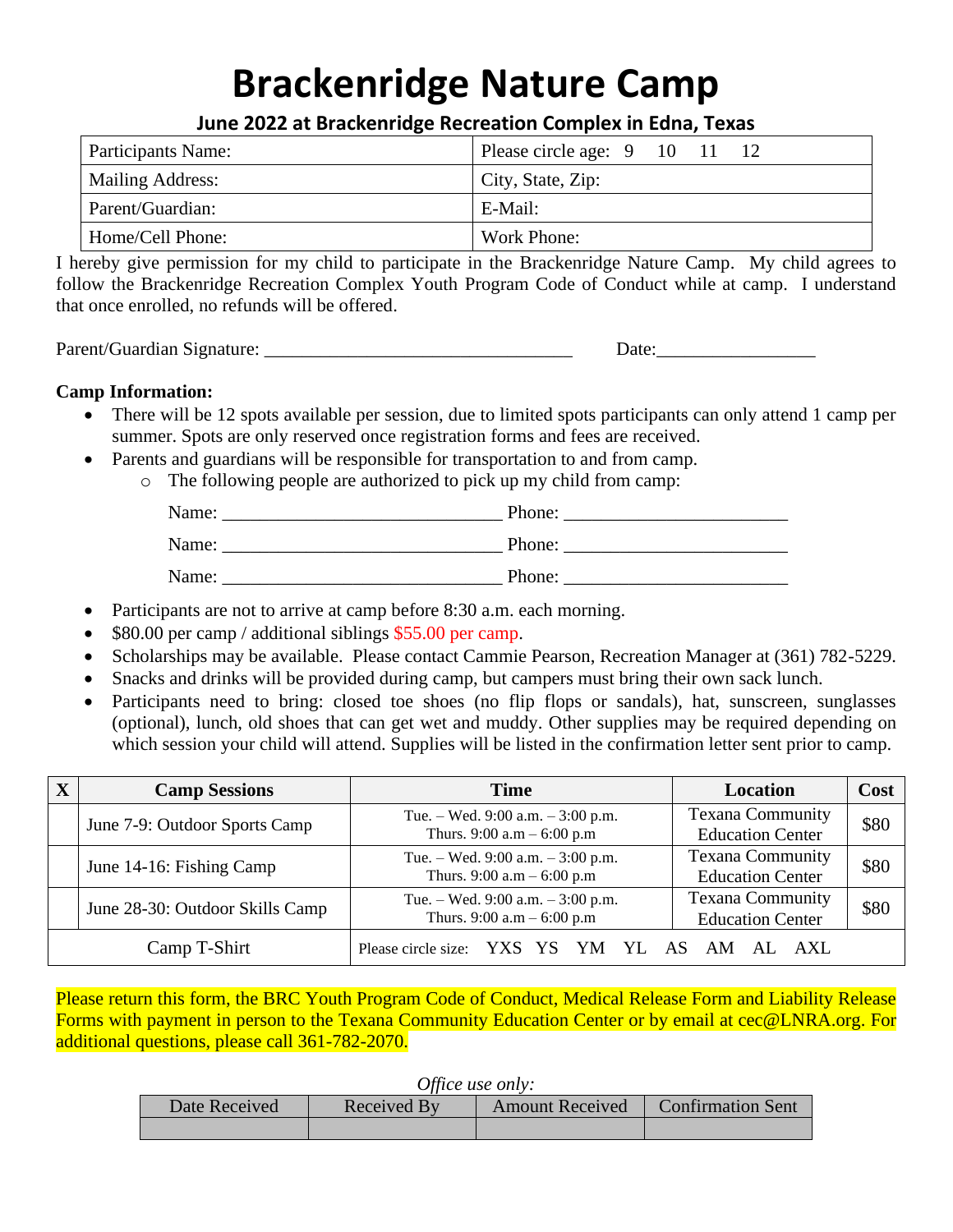# Brackenridge Nature Camp

## June 2022 at Brackenridge Recreation Complex in Edna, Texas

| Participants Name: | Please circle age: 9 10 11 12 |
|---|---|
| Mailing Address: | City, State, Zip: |
| Parent/Guardian: | E-Mail: |
| Home/Cell Phone: | Work Phone: |

I hereby give permission for my child to participate in the Brackenridge Nature Camp. My child agrees to follow the Brackenridge Recreation Complex Youth Program Code of Conduct while at camp. I understand that once enrolled, no refunds will be offered.

Parent/Guardian Signature: _________________________________ Date:_________________

**Camp Information:**

- There will be 12 spots available per session, due to limited spots participants can only attend 1 camp per summer. Spots are only reserved once registration forms and fees are received.
- Parents and guardians will be responsible for transportation to and from camp.
  - The following people are authorized to pick up my child from camp:

    Name: ______________________________ Phone: ________________________

    Name: ______________________________ Phone: ________________________

    Name: ______________________________ Phone: ________________________

- Participants are not to arrive at camp before 8:30 a.m. each morning.
- $80.00 per camp / additional siblings $55.00 per camp.
- Scholarships may be available. Please contact Cammie Pearson, Recreation Manager at (361) 782-5229.
- Snacks and drinks will be provided during camp, but campers must bring their own sack lunch.
- Participants need to bring: closed toe shoes (no flip flops or sandals), hat, sunscreen, sunglasses (optional), lunch, old shoes that can get wet and muddy. Other supplies may be required depending on which session your child will attend. Supplies will be listed in the confirmation letter sent prior to camp.

| X | Camp Sessions | Time | Location | Cost |
|---|---|---|---|---|
| | June 7-9: Outdoor Sports Camp | Tue. – Wed. 9:00 a.m. – 3:00 p.m. Thurs. 9:00 a.m – 6:00 p.m | Texana Community Education Center | $80 |
| | June 14-16: Fishing Camp | Tue. – Wed. 9:00 a.m. – 3:00 p.m. Thurs. 9:00 a.m – 6:00 p.m | Texana Community Education Center | $80 |
| | June 28-30: Outdoor Skills Camp | Tue. – Wed. 9:00 a.m. – 3:00 p.m. Thurs. 9:00 a.m – 6:00 p.m | Texana Community Education Center | $80 |
| | Camp T-Shirt | Please circle size: YXS YS YM YL AS AM AL AXL | | |

Please return this form, the BRC Youth Program Code of Conduct, Medical Release Form and Liability Release Forms with payment in person to the Texana Community Education Center or by email at cec@LNRA.org. For additional questions, please call 361-782-2070.

*Office use only:*

| Date Received | Received By | Amount Received | Confirmation Sent |
|---|---|---|---|
| | | | |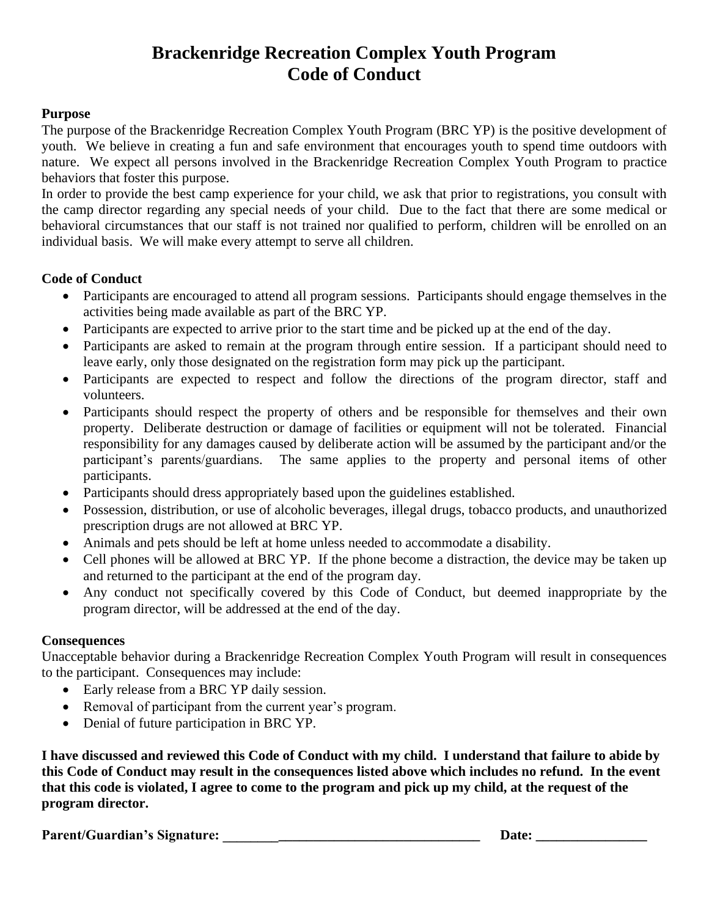# Brackenridge Recreation Complex Youth Program
# Code of Conduct

**Purpose**

The purpose of the Brackenridge Recreation Complex Youth Program (BRC YP) is the positive development of youth. We believe in creating a fun and safe environment that encourages youth to spend time outdoors with nature. We expect all persons involved in the Brackenridge Recreation Complex Youth Program to practice behaviors that foster this purpose.

In order to provide the best camp experience for your child, we ask that prior to registrations, you consult with the camp director regarding any special needs of your child. Due to the fact that there are some medical or behavioral circumstances that our staff is not trained nor qualified to perform, children will be enrolled on an individual basis. We will make every attempt to serve all children.

**Code of Conduct**

- Participants are encouraged to attend all program sessions. Participants should engage themselves in the activities being made available as part of the BRC YP.
- Participants are expected to arrive prior to the start time and be picked up at the end of the day.
- Participants are asked to remain at the program through entire session. If a participant should need to leave early, only those designated on the registration form may pick up the participant.
- Participants are expected to respect and follow the directions of the program director, staff and volunteers.
- Participants should respect the property of others and be responsible for themselves and their own property. Deliberate destruction or damage of facilities or equipment will not be tolerated. Financial responsibility for any damages caused by deliberate action will be assumed by the participant and/or the participant's parents/guardians. The same applies to the property and personal items of other participants.
- Participants should dress appropriately based upon the guidelines established.
- Possession, distribution, or use of alcoholic beverages, illegal drugs, tobacco products, and unauthorized prescription drugs are not allowed at BRC YP.
- Animals and pets should be left at home unless needed to accommodate a disability.
- Cell phones will be allowed at BRC YP. If the phone become a distraction, the device may be taken up and returned to the participant at the end of the program day.
- Any conduct not specifically covered by this Code of Conduct, but deemed inappropriate by the program director, will be addressed at the end of the day.

**Consequences**

Unacceptable behavior during a Brackenridge Recreation Complex Youth Program will result in consequences to the participant. Consequences may include:

- Early release from a BRC YP daily session.
- Removal of participant from the current year's program.
- Denial of future participation in BRC YP.

**I have discussed and reviewed this Code of Conduct with my child. I understand that failure to abide by this Code of Conduct may result in the consequences listed above which includes no refund. In the event that this code is violated, I agree to come to the program and pick up my child, at the request of the program director.**

**Parent/Guardian's Signature: ________________________________________ Date: ________________**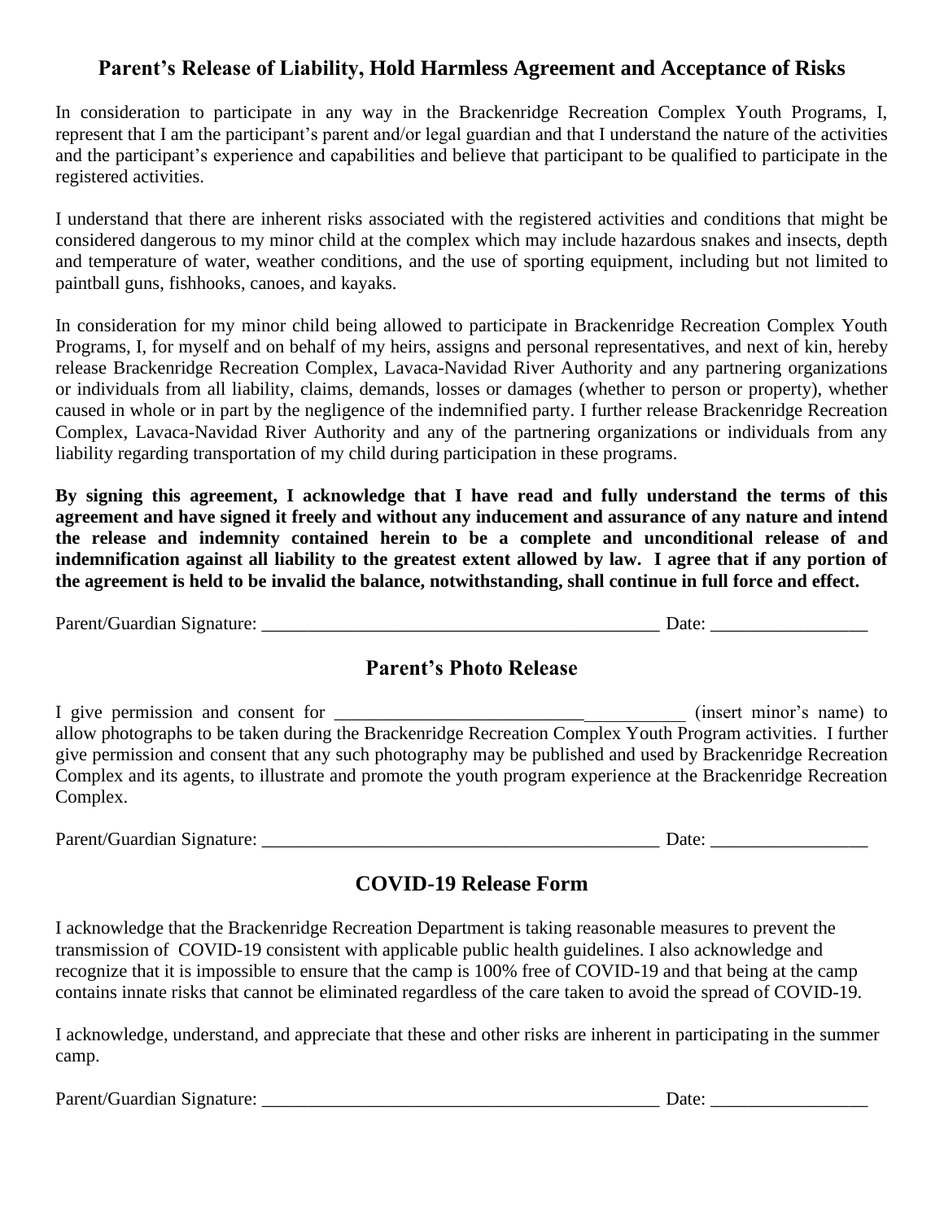## Parent's Release of Liability, Hold Harmless Agreement and Acceptance of Risks

In consideration to participate in any way in the Brackenridge Recreation Complex Youth Programs, I, represent that I am the participant's parent and/or legal guardian and that I understand the nature of the activities and the participant's experience and capabilities and believe that participant to be qualified to participate in the registered activities.

I understand that there are inherent risks associated with the registered activities and conditions that might be considered dangerous to my minor child at the complex which may include hazardous snakes and insects, depth and temperature of water, weather conditions, and the use of sporting equipment, including but not limited to paintball guns, fishhooks, canoes, and kayaks.

In consideration for my minor child being allowed to participate in Brackenridge Recreation Complex Youth Programs, I, for myself and on behalf of my heirs, assigns and personal representatives, and next of kin, hereby release Brackenridge Recreation Complex, Lavaca-Navidad River Authority and any partnering organizations or individuals from all liability, claims, demands, losses or damages (whether to person or property), whether caused in whole or in part by the negligence of the indemnified party. I further release Brackenridge Recreation Complex, Lavaca-Navidad River Authority and any of the partnering organizations or individuals from any liability regarding transportation of my child during participation in these programs.

**By signing this agreement, I acknowledge that I have read and fully understand the terms of this agreement and have signed it freely and without any inducement and assurance of any nature and intend the release and indemnity contained herein to be a complete and unconditional release of and indemnification against all liability to the greatest extent allowed by law. I agree that if any portion of the agreement is held to be invalid the balance, notwithstanding, shall continue in full force and effect.**

Parent/Guardian Signature: _____________________________________________ Date: _________________

## Parent's Photo Release

I give permission and consent for ______________________________________ (insert minor's name) to allow photographs to be taken during the Brackenridge Recreation Complex Youth Program activities. I further give permission and consent that any such photography may be published and used by Brackenridge Recreation Complex and its agents, to illustrate and promote the youth program experience at the Brackenridge Recreation Complex.

Parent/Guardian Signature: _____________________________________________ Date: _________________

## COVID-19 Release Form

I acknowledge that the Brackenridge Recreation Department is taking reasonable measures to prevent the transmission of COVID-19 consistent with applicable public health guidelines. I also acknowledge and recognize that it is impossible to ensure that the camp is 100% free of COVID-19 and that being at the camp contains innate risks that cannot be eliminated regardless of the care taken to avoid the spread of COVID-19.

I acknowledge, understand, and appreciate that these and other risks are inherent in participating in the summer camp.

Parent/Guardian Signature: _____________________________________________ Date: _________________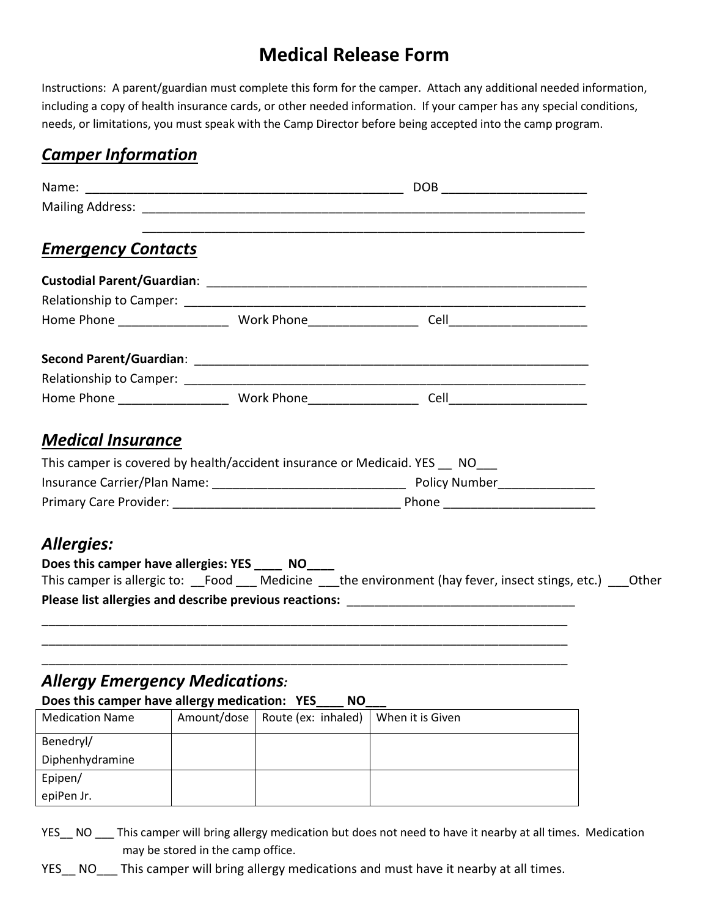# Medical Release Form

Instructions: A parent/guardian must complete this form for the camper. Attach any additional needed information, including a copy of health insurance cards, or other needed information. If your camper has any special conditions, needs, or limitations, you must speak with the Camp Director before being accepted into the camp program.

## ***Camper Information***

Name: _______________________________________________ DOB _____________________

Mailing Address: ___________________________________________________________________

___________________________________________________________________

## ***Emergency Contacts***

**Custodial Parent/Guardian**: _________________________________________________________

Relationship to Camper: ______________________________________________________________

Home Phone ________________ Work Phone________________ Cell____________________

**Second Parent/Guardian**: ___________________________________________________________

Relationship to Camper: ______________________________________________________________

Home Phone ________________ Work Phone________________ Cell____________________

## ***Medical Insurance***

This camper is covered by health/accident insurance or Medicaid. YES __ NO___

Insurance Carrier/Plan Name: ____________________________ Policy Number______________

Primary Care Provider: __________________________________ Phone ______________________

## *Allergies:*

**Does this camper have allergies: YES ____ NO____**

This camper is allergic to: __Food ___ Medicine ___the environment (hay fever, insect stings, etc.) ___Other

**Please list allergies and describe previous reactions:** _________________________________

_______________________________________________________________________________

_______________________________________________________________________________

_______________________________________________________________________________

## *Allergy Emergency Medications:*

**Does this camper have allergy medication: YES____ NO___**

| Medication Name | Amount/dose | Route (ex: inhaled) | When it is Given |
|---|---|---|---|
| Benedryl/ Diphenhydramine | | | |
| Epipen/ epiPen Jr. | | | |

YES__ NO ___ This camper will bring allergy medication but does not need to have it nearby at all times. Medication may be stored in the camp office.

YES__ NO___ This camper will bring allergy medications and must have it nearby at all times.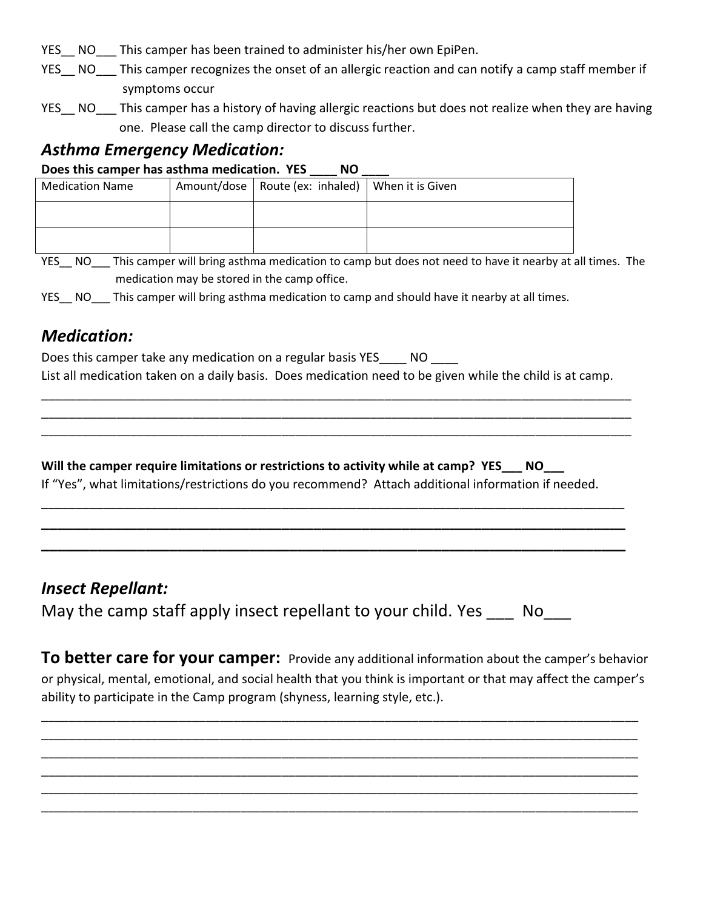YES__ NO___ This camper has been trained to administer his/her own EpiPen.

YES__ NO___ This camper recognizes the onset of an allergic reaction and can notify a camp staff member if symptoms occur

YES__ NO___ This camper has a history of having allergic reactions but does not realize when they are having one. Please call the camp director to discuss further.

## *Asthma Emergency Medication:*

**Does this camper has asthma medication. YES ____ NO ____**

| Medication Name | Amount/dose | Route (ex: inhaled) | When it is Given |
|---|---|---|---|
| | | | |
| | | | |

YES__ NO___ This camper will bring asthma medication to camp but does not need to have it nearby at all times. The medication may be stored in the camp office.

YES__ NO___ This camper will bring asthma medication to camp and should have it nearby at all times.

## *Medication:*

Does this camper take any medication on a regular basis YES____ NO ____

List all medication taken on a daily basis. Does medication need to be given while the child is at camp.

_______________________________________________________________________________________

_______________________________________________________________________________________

_______________________________________________________________________________________

**Will the camper require limitations or restrictions to activity while at camp? YES___ NO___**

If "Yes", what limitations/restrictions do you recommend? Attach additional information if needed.

_______________________________________________________________________________________

_______________________________________________________________________________________

_______________________________________________________________________________________

## *Insect Repellant:*

May the camp staff apply insect repellant to your child. Yes ___ No___

**To better care for your camper:** Provide any additional information about the camper's behavior or physical, mental, emotional, and social health that you think is important or that may affect the camper's ability to participate in the Camp program (shyness, learning style, etc.).

_______________________________________________________________________________________

_______________________________________________________________________________________

_______________________________________________________________________________________

_______________________________________________________________________________________

_______________________________________________________________________________________

_______________________________________________________________________________________